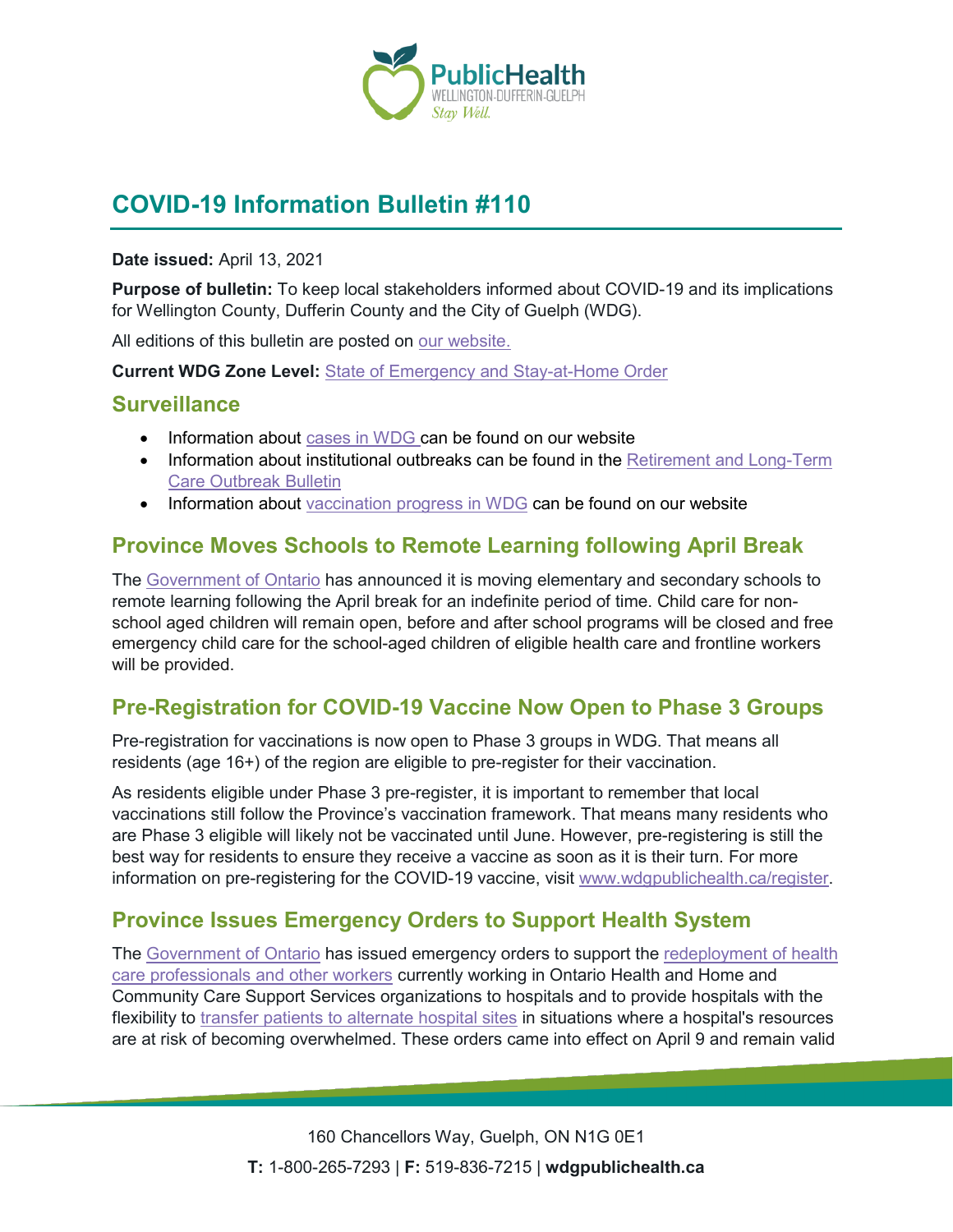# COVID-19 Information Bulletin #110

**Date issued:** April 13, 2021

**Purpose of bulletin:** To keep local stakeholders informed about COVID-19 and its implications for Wellington County, Dufferin County and the City of Guelph (WDG).

All editions of this bulletin are posted on our website.

**Current WDG Zone Level:** State of Emergency and Stay-at-Home Order

## Surveillance

- Information about cases in WDG can be found on our website
- Information about institutional outbreaks can be found in the Retirement and Long-Term Care Outbreak Bulletin
- Information about vaccination progress in WDG can be found on our website

## Province Moves Schools to Remote Learning following April Break

The Government of Ontario has announced it is moving elementary and secondary schools to remote learning following the April break for an indefinite period of time. Child care for non-school aged children will remain open, before and after school programs will be closed and free emergency child care for the school-aged children of eligible health care and frontline workers will be provided.

## Pre-Registration for COVID-19 Vaccine Now Open to Phase 3 Groups

Pre-registration for vaccinations is now open to Phase 3 groups in WDG. That means all residents (age 16+) of the region are eligible to pre-register for their vaccination.

As residents eligible under Phase 3 pre-register, it is important to remember that local vaccinations still follow the Province's vaccination framework. That means many residents who are Phase 3 eligible will likely not be vaccinated until June. However, pre-registering is still the best way for residents to ensure they receive a vaccine as soon as it is their turn. For more information on pre-registering for the COVID-19 vaccine, visit www.wdgpublichealth.ca/register.

## Province Issues Emergency Orders to Support Health System

The Government of Ontario has issued emergency orders to support the redeployment of health care professionals and other workers currently working in Ontario Health and Home and Community Care Support Services organizations to hospitals and to provide hospitals with the flexibility to transfer patients to alternate hospital sites in situations where a hospital's resources are at risk of becoming overwhelmed. These orders came into effect on April 9 and remain valid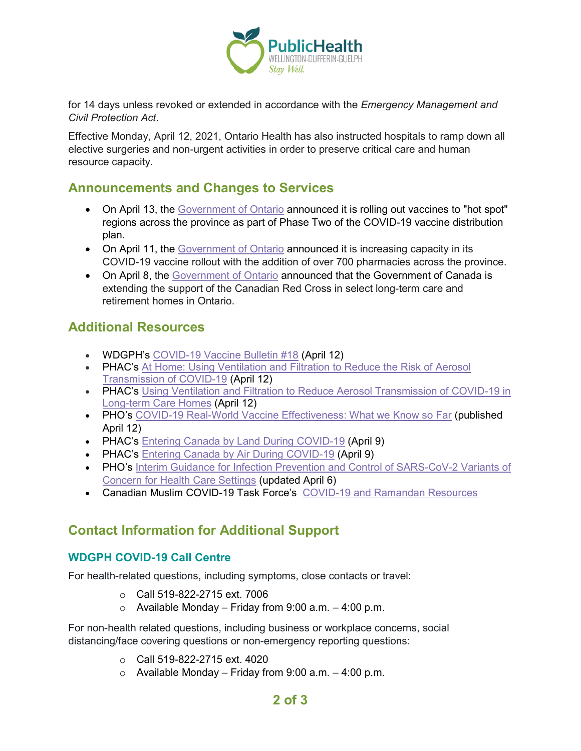for 14 days unless revoked or extended in accordance with the *Emergency Management and Civil Protection Act*.

Effective Monday, April 12, 2021, Ontario Health has also instructed hospitals to ramp down all elective surgeries and non-urgent activities in order to preserve critical care and human resource capacity.

## Announcements and Changes to Services

- On April 13, the Government of Ontario announced it is rolling out vaccines to "hot spot" regions across the province as part of Phase Two of the COVID-19 vaccine distribution plan.
- On April 11, the Government of Ontario announced it is increasing capacity in its COVID-19 vaccine rollout with the addition of over 700 pharmacies across the province.
- On April 8, the Government of Ontario announced that the Government of Canada is extending the support of the Canadian Red Cross in select long-term care and retirement homes in Ontario.

## Additional Resources

- WDGPH's COVID-19 Vaccine Bulletin #18 (April 12)
- PHAC's At Home: Using Ventilation and Filtration to Reduce the Risk of Aerosol Transmission of COVID-19 (April 12)
- PHAC's Using Ventilation and Filtration to Reduce Aerosol Transmission of COVID-19 in Long-term Care Homes (April 12)
- PHO's COVID-19 Real-World Vaccine Effectiveness: What we Know so Far (published April 12)
- PHAC's Entering Canada by Land During COVID-19 (April 9)
- PHAC's Entering Canada by Air During COVID-19 (April 9)
- PHO's Interim Guidance for Infection Prevention and Control of SARS-CoV-2 Variants of Concern for Health Care Settings (updated April 6)
- Canadian Muslim COVID-19 Task Force's COVID-19 and Ramandan Resources

## Contact Information for Additional Support

### WDGPH COVID-19 Call Centre

For health-related questions, including symptoms, close contacts or travel:

- Call 519-822-2715 ext. 7006
- Available Monday – Friday from 9:00 a.m. – 4:00 p.m.

For non-health related questions, including business or workplace concerns, social distancing/face covering questions or non-emergency reporting questions:

- Call 519-822-2715 ext. 4020
- Available Monday – Friday from 9:00 a.m. – 4:00 p.m.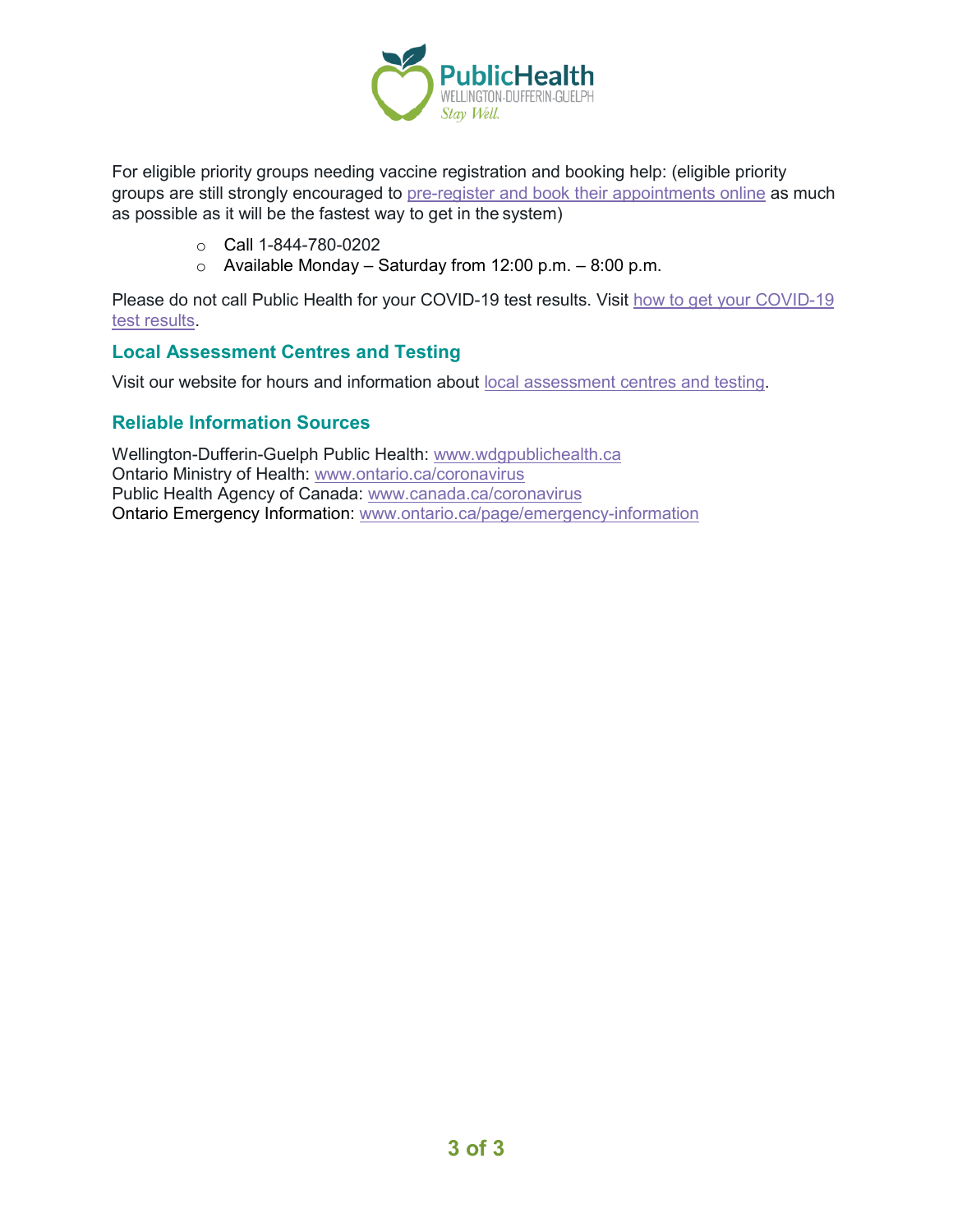For eligible priority groups needing vaccine registration and booking help: (eligible priority groups are still strongly encouraged to pre-register and book their appointments online as much as possible as it will be the fastest way to get in the system)

- Call 1-844-780-0202
- Available Monday – Saturday from 12:00 p.m. – 8:00 p.m.

Please do not call Public Health for your COVID-19 test results. Visit how to get your COVID-19 test results.

## Local Assessment Centres and Testing

Visit our website for hours and information about local assessment centres and testing.

## Reliable Information Sources

Wellington-Dufferin-Guelph Public Health: www.wdgpublichealth.ca
Ontario Ministry of Health: www.ontario.ca/coronavirus
Public Health Agency of Canada: www.canada.ca/coronavirus
Ontario Emergency Information: www.ontario.ca/page/emergency-information